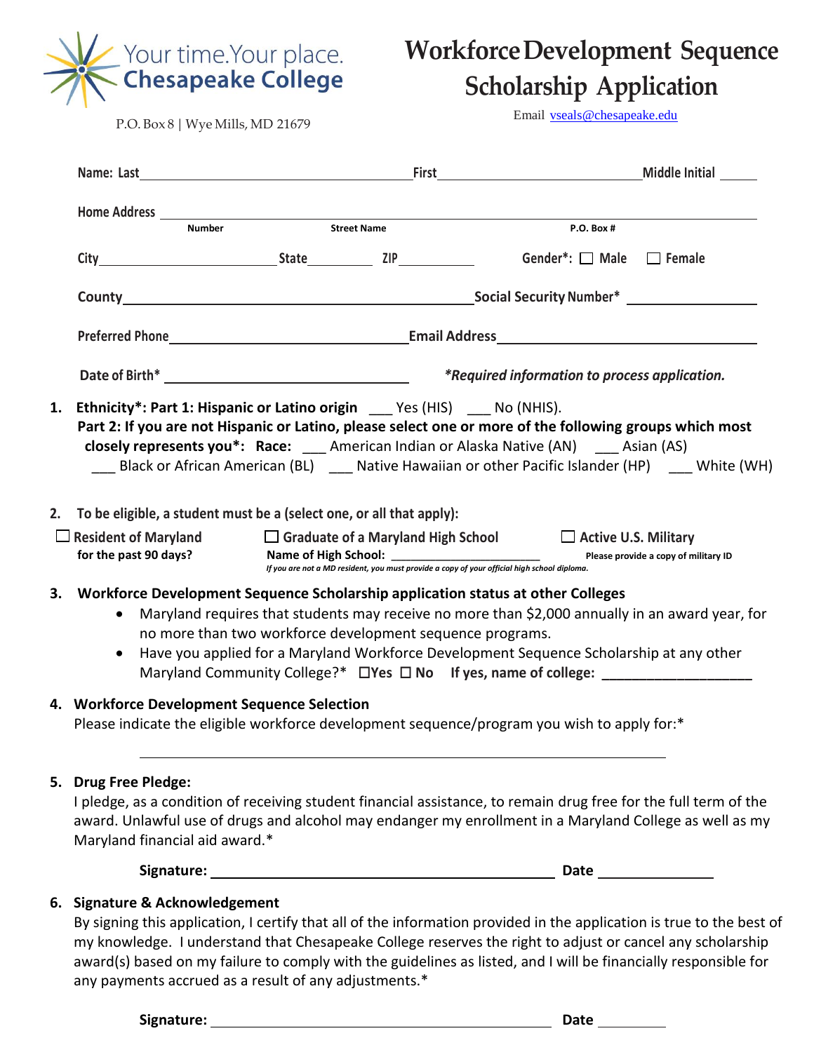Your time.Your place.
**Chesapeake College**

P.O. Box 8 | Wye Mills, MD 21679

# Workforce Development Sequence Scholarship Application

Email vseals@chesapeake.edu

**Name: Last** ______________________ **First** ______________________ **Middle Initial** _____

**Home Address** ______________________________________________
Number Street Name P.O. Box #

**City** ______________ **State** ________ **ZIP** ________ **Gender\*:** ☐ **Male** ☐ **Female**

**County** ______________________ **Social Security Number\*** ______________

**Preferred Phone** ______________________ **Email Address** ______________________

**Date of Birth\*** ______________________ ***\*Required information to process application.***

1. **Ethnicity\*: Part 1: Hispanic or Latino origin** ___ Yes (HIS) ___ No (NHIS).
   **Part 2: If you are not Hispanic or Latino, please select one or more of the following groups which most closely represents you\*: Race:** ___ American Indian or Alaska Native (AN) ___ Asian (AS)
   ___ Black or African American (BL) ___ Native Hawaiian or other Pacific Islander (HP) ___ White (WH)

2. **To be eligible, a student must be a (select one, or all that apply):**

   ☐ **Resident of Maryland for the past 90 days?**

   ☐ **Graduate of a Maryland High School**
   **Name of High School:** ______________________
   *If you are not a MD resident, you must provide a copy of your official high school diploma.*

   ☐ **Active U.S. Military**
   **Please provide a copy of military ID**

3. **Workforce Development Sequence Scholarship application status at other Colleges**
   - Maryland requires that students may receive no more than $2,000 annually in an award year, for no more than two workforce development sequence programs.
   - Have you applied for a Maryland Workforce Development Sequence Scholarship at any other Maryland Community College?\* ☐**Yes** ☐ **No** **If yes, name of college:** ____________________

4. **Workforce Development Sequence Selection**
   Please indicate the eligible workforce development sequence/program you wish to apply for:\*

   ______________________________________________

5. **Drug Free Pledge:**
   I pledge, as a condition of receiving student financial assistance, to remain drug free for the full term of the award. Unlawful use of drugs and alcohol may endanger my enrollment in a Maryland College as well as my Maryland financial aid award.\*

   **Signature:** ______________________________ **Date** ______________

6. **Signature & Acknowledgement**
   By signing this application, I certify that all of the information provided in the application is true to the best of my knowledge. I understand that Chesapeake College reserves the right to adjust or cancel any scholarship award(s) based on my failure to comply with the guidelines as listed, and I will be financially responsible for any payments accrued as a result of any adjustments.\*

   **Signature:** ______________________________ **Date** __________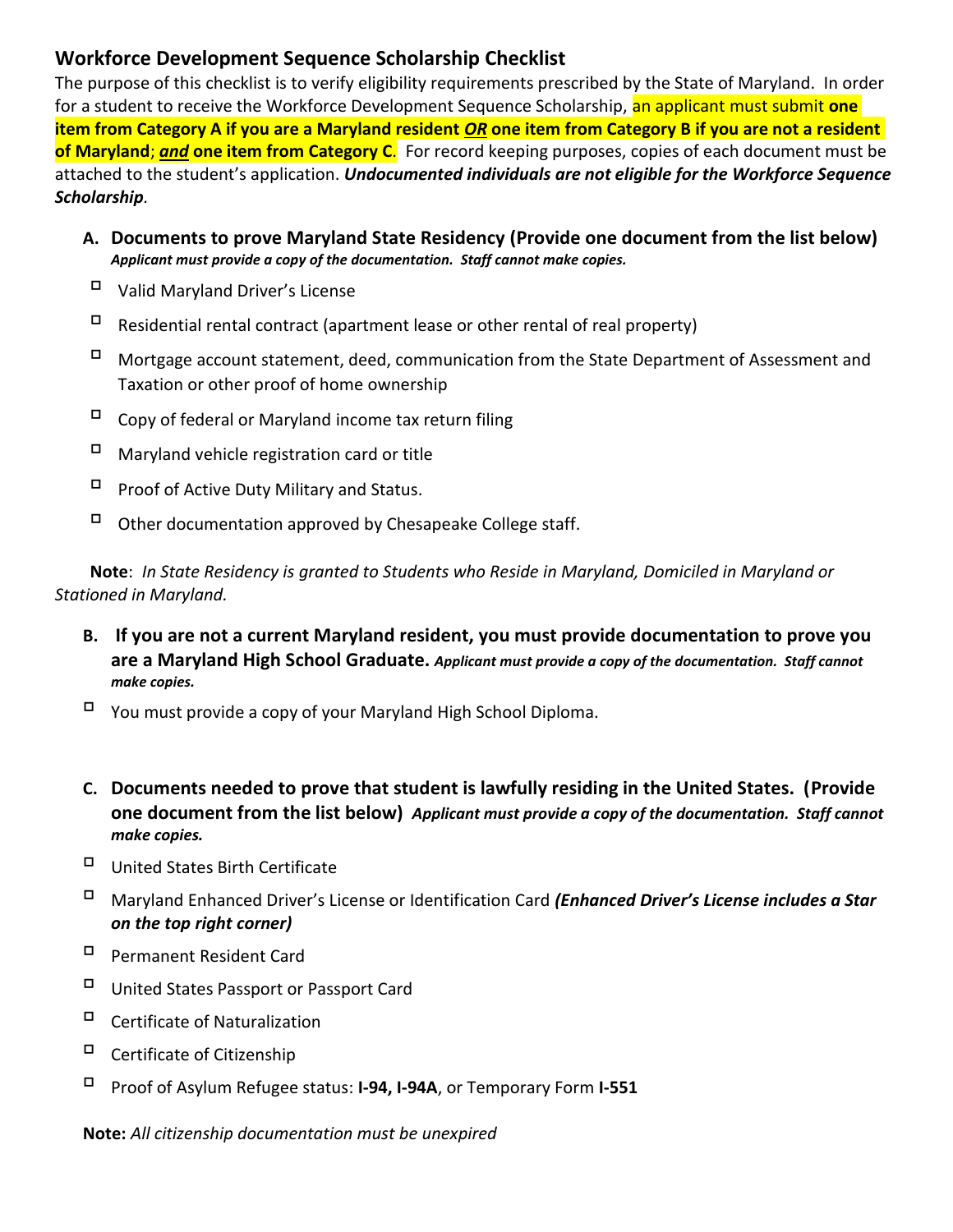## Workforce Development Sequence Scholarship Checklist

The purpose of this checklist is to verify eligibility requirements prescribed by the State of Maryland. In order for a student to receive the Workforce Development Sequence Scholarship, an applicant must submit **one item from Category A if you are a Maryland resident *OR* one item from Category B if you are not a resident of Maryland**; ***and*** **one item from Category C**. For record keeping purposes, copies of each document must be attached to the student's application. ***Undocumented individuals are not eligible for the Workforce Sequence Scholarship***.

### A. Documents to prove Maryland State Residency (Provide one document from the list below)

***Applicant must provide a copy of the documentation. Staff cannot make copies.***

- ☐ Valid Maryland Driver's License
- ☐ Residential rental contract (apartment lease or other rental of real property)
- ☐ Mortgage account statement, deed, communication from the State Department of Assessment and Taxation or other proof of home ownership
- ☐ Copy of federal or Maryland income tax return filing
- ☐ Maryland vehicle registration card or title
- ☐ Proof of Active Duty Military and Status.
- ☐ Other documentation approved by Chesapeake College staff.

**Note**: *In State Residency is granted to Students who Reside in Maryland, Domiciled in Maryland or Stationed in Maryland.*

### B. If you are not a current Maryland resident, you must provide documentation to prove you are a Maryland High School Graduate.

***Applicant must provide a copy of the documentation. Staff cannot make copies.***

- ☐ You must provide a copy of your Maryland High School Diploma.

### C. Documents needed to prove that student is lawfully residing in the United States. (Provide one document from the list below)

***Applicant must provide a copy of the documentation. Staff cannot make copies.***

- ☐ United States Birth Certificate
- ☐ Maryland Enhanced Driver's License or Identification Card ***(Enhanced Driver's License includes a Star on the top right corner)***
- ☐ Permanent Resident Card
- ☐ United States Passport or Passport Card
- ☐ Certificate of Naturalization
- ☐ Certificate of Citizenship
- ☐ Proof of Asylum Refugee status: **I-94, I-94A**, or Temporary Form **I-551**

**Note:** *All citizenship documentation must be unexpired*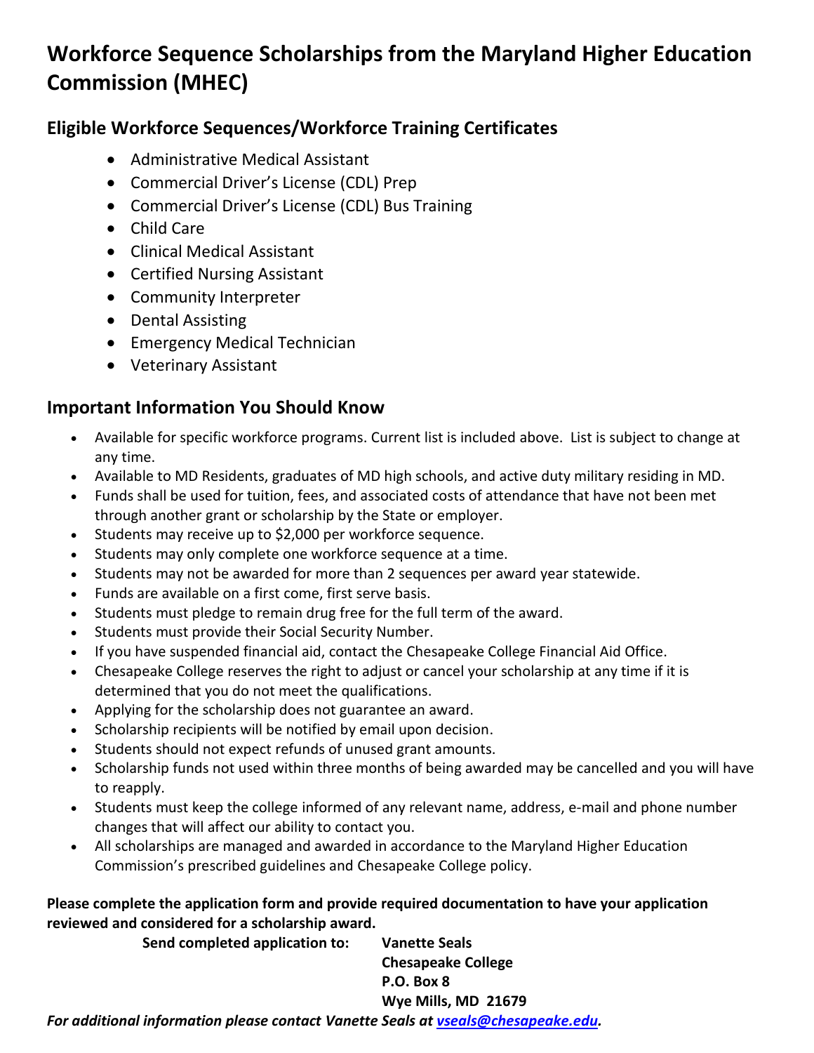# Workforce Sequence Scholarships from the Maryland Higher Education Commission (MHEC)

## Eligible Workforce Sequences/Workforce Training Certificates

- Administrative Medical Assistant
- Commercial Driver's License (CDL) Prep
- Commercial Driver's License (CDL) Bus Training
- Child Care
- Clinical Medical Assistant
- Certified Nursing Assistant
- Community Interpreter
- Dental Assisting
- Emergency Medical Technician
- Veterinary Assistant

## Important Information You Should Know

- Available for specific workforce programs. Current list is included above. List is subject to change at any time.
- Available to MD Residents, graduates of MD high schools, and active duty military residing in MD.
- Funds shall be used for tuition, fees, and associated costs of attendance that have not been met through another grant or scholarship by the State or employer.
- Students may receive up to $2,000 per workforce sequence.
- Students may only complete one workforce sequence at a time.
- Students may not be awarded for more than 2 sequences per award year statewide.
- Funds are available on a first come, first serve basis.
- Students must pledge to remain drug free for the full term of the award.
- Students must provide their Social Security Number.
- If you have suspended financial aid, contact the Chesapeake College Financial Aid Office.
- Chesapeake College reserves the right to adjust or cancel your scholarship at any time if it is determined that you do not meet the qualifications.
- Applying for the scholarship does not guarantee an award.
- Scholarship recipients will be notified by email upon decision.
- Students should not expect refunds of unused grant amounts.
- Scholarship funds not used within three months of being awarded may be cancelled and you will have to reapply.
- Students must keep the college informed of any relevant name, address, e-mail and phone number changes that will affect our ability to contact you.
- All scholarships are managed and awarded in accordance to the Maryland Higher Education Commission's prescribed guidelines and Chesapeake College policy.

**Please complete the application form and provide required documentation to have your application reviewed and considered for a scholarship award.**

**Send completed application to:** **Vanette Seals**
**Chesapeake College**
**P.O. Box 8**
**Wye Mills, MD 21679**

***For additional information please contact Vanette Seals at vseals@chesapeake.edu.***